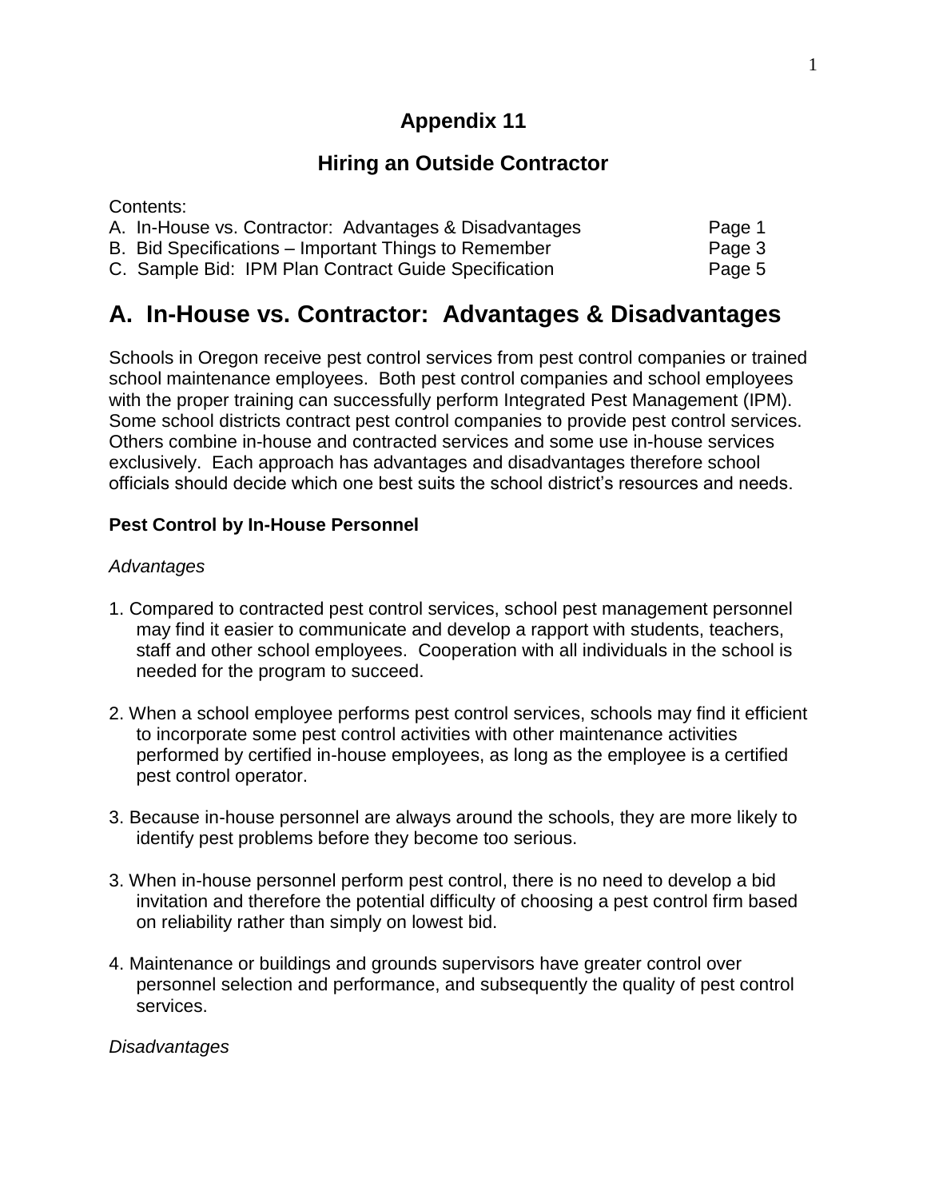# Appendix 11

## Hiring an Outside Contractor

Contents:

A. In-House vs. Contractor: Advantages & Disadvantages — Page 1
B. Bid Specifications – Important Things to Remember — Page 3
C. Sample Bid: IPM Plan Contract Guide Specification — Page 5

## A. In-House vs. Contractor: Advantages & Disadvantages

Schools in Oregon receive pest control services from pest control companies or trained school maintenance employees. Both pest control companies and school employees with the proper training can successfully perform Integrated Pest Management (IPM). Some school districts contract pest control companies to provide pest control services. Others combine in-house and contracted services and some use in-house services exclusively. Each approach has advantages and disadvantages therefore school officials should decide which one best suits the school district's resources and needs.

**Pest Control by In-House Personnel**

*Advantages*

1. Compared to contracted pest control services, school pest management personnel may find it easier to communicate and develop a rapport with students, teachers, staff and other school employees. Cooperation with all individuals in the school is needed for the program to succeed.

2. When a school employee performs pest control services, schools may find it efficient to incorporate some pest control activities with other maintenance activities performed by certified in-house employees, as long as the employee is a certified pest control operator.

3. Because in-house personnel are always around the schools, they are more likely to identify pest problems before they become too serious.

3. When in-house personnel perform pest control, there is no need to develop a bid invitation and therefore the potential difficulty of choosing a pest control firm based on reliability rather than simply on lowest bid.

4. Maintenance or buildings and grounds supervisors have greater control over personnel selection and performance, and subsequently the quality of pest control services.

*Disadvantages*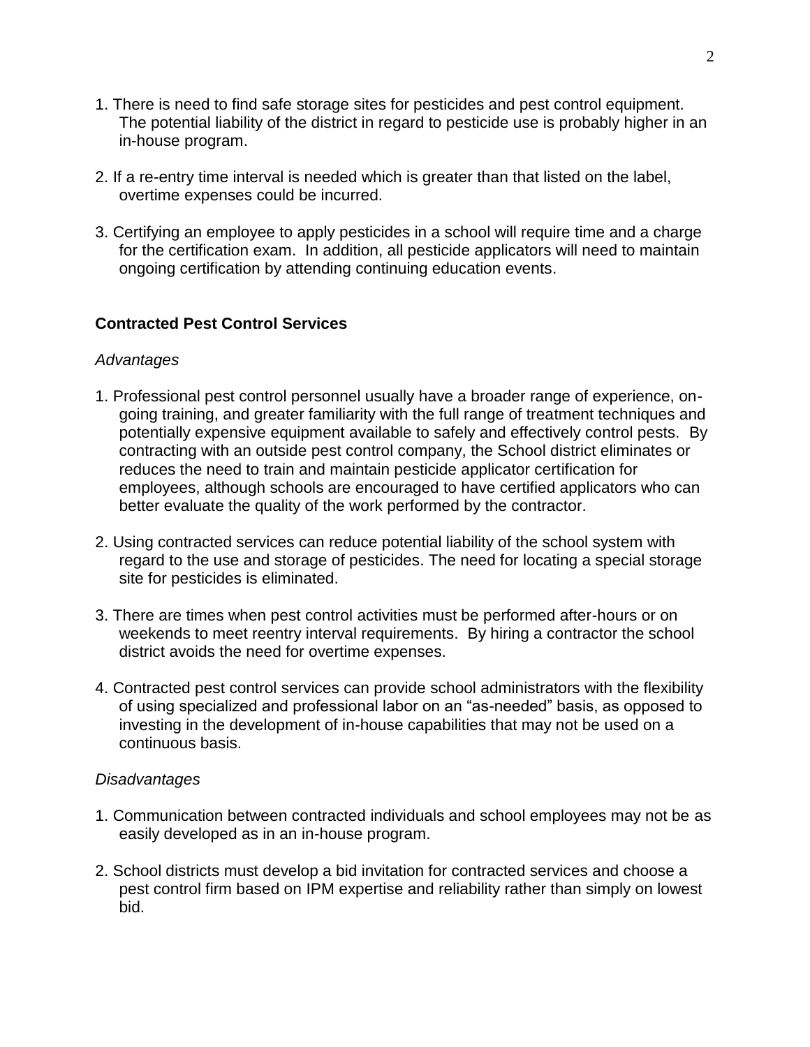1. There is need to find safe storage sites for pesticides and pest control equipment. The potential liability of the district in regard to pesticide use is probably higher in an in-house program.

2. If a re-entry time interval is needed which is greater than that listed on the label, overtime expenses could be incurred.

3. Certifying an employee to apply pesticides in a school will require time and a charge for the certification exam. In addition, all pesticide applicators will need to maintain ongoing certification by attending continuing education events.

**Contracted Pest Control Services**

*Advantages*

1. Professional pest control personnel usually have a broader range of experience, on-going training, and greater familiarity with the full range of treatment techniques and potentially expensive equipment available to safely and effectively control pests. By contracting with an outside pest control company, the School district eliminates or reduces the need to train and maintain pesticide applicator certification for employees, although schools are encouraged to have certified applicators who can better evaluate the quality of the work performed by the contractor.

2. Using contracted services can reduce potential liability of the school system with regard to the use and storage of pesticides. The need for locating a special storage site for pesticides is eliminated.

3. There are times when pest control activities must be performed after-hours or on weekends to meet reentry interval requirements. By hiring a contractor the school district avoids the need for overtime expenses.

4. Contracted pest control services can provide school administrators with the flexibility of using specialized and professional labor on an "as-needed" basis, as opposed to investing in the development of in-house capabilities that may not be used on a continuous basis.

*Disadvantages*

1. Communication between contracted individuals and school employees may not be as easily developed as in an in-house program.

2. School districts must develop a bid invitation for contracted services and choose a pest control firm based on IPM expertise and reliability rather than simply on lowest bid.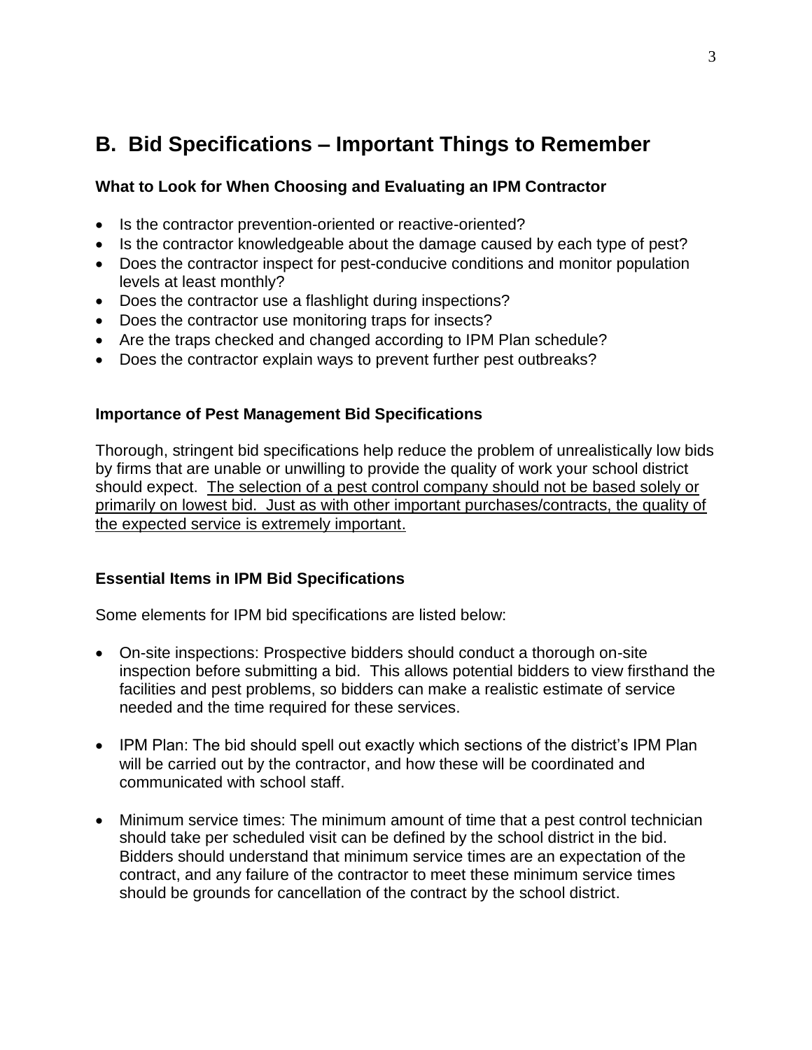## B. Bid Specifications – Important Things to Remember

### What to Look for When Choosing and Evaluating an IPM Contractor

- Is the contractor prevention-oriented or reactive-oriented?
- Is the contractor knowledgeable about the damage caused by each type of pest?
- Does the contractor inspect for pest-conducive conditions and monitor population levels at least monthly?
- Does the contractor use a flashlight during inspections?
- Does the contractor use monitoring traps for insects?
- Are the traps checked and changed according to IPM Plan schedule?
- Does the contractor explain ways to prevent further pest outbreaks?

### Importance of Pest Management Bid Specifications

Thorough, stringent bid specifications help reduce the problem of unrealistically low bids by firms that are unable or unwilling to provide the quality of work your school district should expect. <u>The selection of a pest control company should not be based solely or primarily on lowest bid. Just as with other important purchases/contracts, the quality of the expected service is extremely important.</u>

### Essential Items in IPM Bid Specifications

Some elements for IPM bid specifications are listed below:

- On-site inspections: Prospective bidders should conduct a thorough on-site inspection before submitting a bid. This allows potential bidders to view firsthand the facilities and pest problems, so bidders can make a realistic estimate of service needed and the time required for these services.

- IPM Plan: The bid should spell out exactly which sections of the district's IPM Plan will be carried out by the contractor, and how these will be coordinated and communicated with school staff.

- Minimum service times: The minimum amount of time that a pest control technician should take per scheduled visit can be defined by the school district in the bid. Bidders should understand that minimum service times are an expectation of the contract, and any failure of the contractor to meet these minimum service times should be grounds for cancellation of the contract by the school district.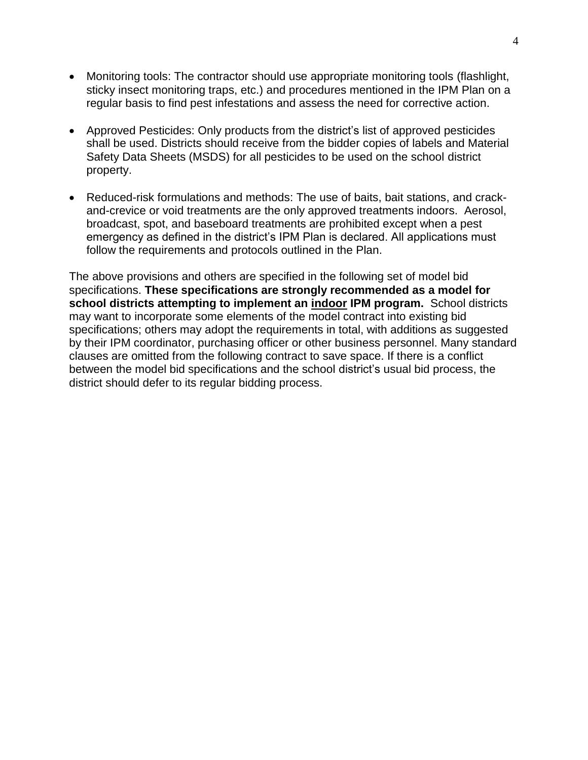- Monitoring tools: The contractor should use appropriate monitoring tools (flashlight, sticky insect monitoring traps, etc.) and procedures mentioned in the IPM Plan on a regular basis to find pest infestations and assess the need for corrective action.

- Approved Pesticides: Only products from the district's list of approved pesticides shall be used. Districts should receive from the bidder copies of labels and Material Safety Data Sheets (MSDS) for all pesticides to be used on the school district property.

- Reduced-risk formulations and methods: The use of baits, bait stations, and crack-and-crevice or void treatments are the only approved treatments indoors. Aerosol, broadcast, spot, and baseboard treatments are prohibited except when a pest emergency as defined in the district's IPM Plan is declared. All applications must follow the requirements and protocols outlined in the Plan.

The above provisions and others are specified in the following set of model bid specifications. **These specifications are strongly recommended as a model for school districts attempting to implement an <u>indoor</u> IPM program.** School districts may want to incorporate some elements of the model contract into existing bid specifications; others may adopt the requirements in total, with additions as suggested by their IPM coordinator, purchasing officer or other business personnel. Many standard clauses are omitted from the following contract to save space. If there is a conflict between the model bid specifications and the school district's usual bid process, the district should defer to its regular bidding process.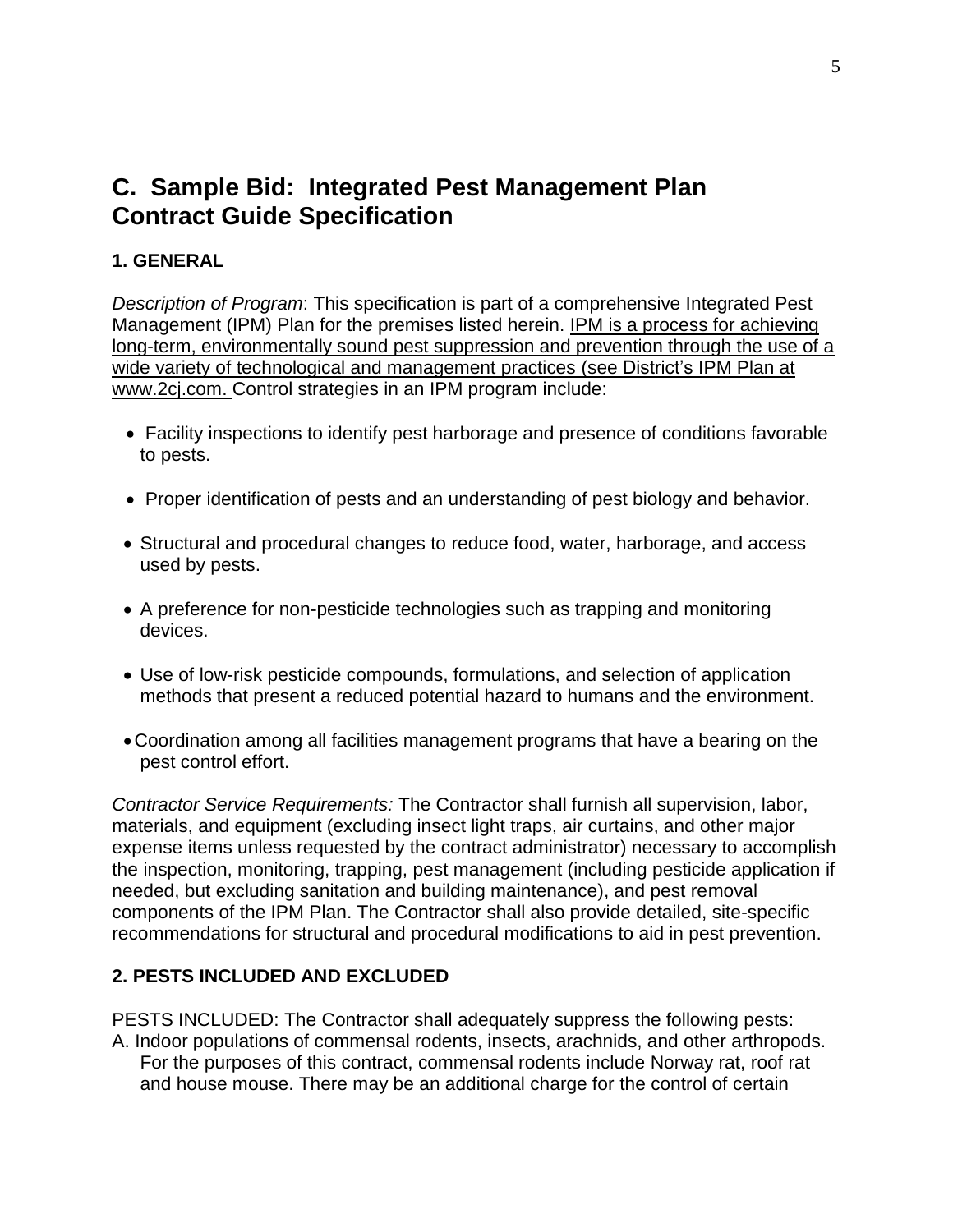# C. Sample Bid: Integrated Pest Management Plan Contract Guide Specification

## 1. GENERAL

*Description of Program*: This specification is part of a comprehensive Integrated Pest Management (IPM) Plan for the premises listed herein. IPM is a process for achieving long-term, environmentally sound pest suppression and prevention through the use of a wide variety of technological and management practices (see District's IPM Plan at www.2cj.com. Control strategies in an IPM program include:

- Facility inspections to identify pest harborage and presence of conditions favorable to pests.
- Proper identification of pests and an understanding of pest biology and behavior.
- Structural and procedural changes to reduce food, water, harborage, and access used by pests.
- A preference for non-pesticide technologies such as trapping and monitoring devices.
- Use of low-risk pesticide compounds, formulations, and selection of application methods that present a reduced potential hazard to humans and the environment.
- Coordination among all facilities management programs that have a bearing on the pest control effort.

*Contractor Service Requirements:* The Contractor shall furnish all supervision, labor, materials, and equipment (excluding insect light traps, air curtains, and other major expense items unless requested by the contract administrator) necessary to accomplish the inspection, monitoring, trapping, pest management (including pesticide application if needed, but excluding sanitation and building maintenance), and pest removal components of the IPM Plan. The Contractor shall also provide detailed, site-specific recommendations for structural and procedural modifications to aid in pest prevention.

## 2. PESTS INCLUDED AND EXCLUDED

PESTS INCLUDED: The Contractor shall adequately suppress the following pests:

A. Indoor populations of commensal rodents, insects, arachnids, and other arthropods. For the purposes of this contract, commensal rodents include Norway rat, roof rat and house mouse. There may be an additional charge for the control of certain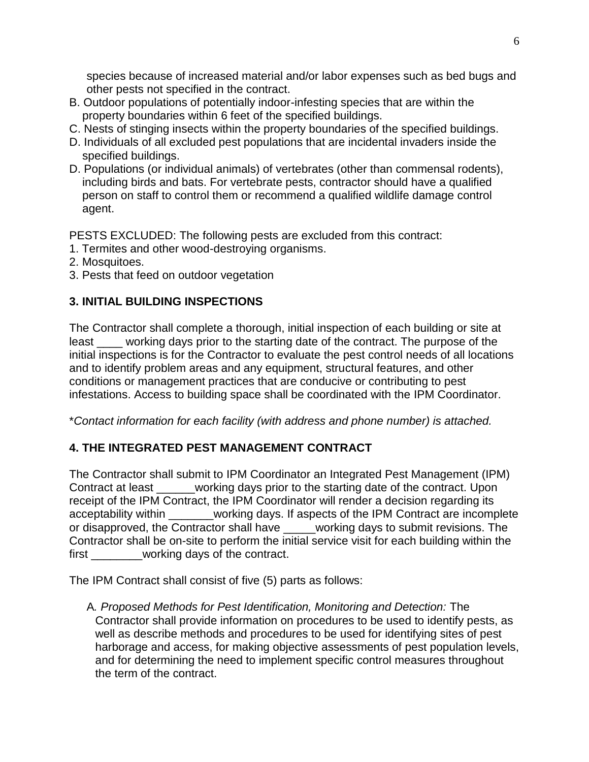species because of increased material and/or labor expenses such as bed bugs and other pests not specified in the contract.

B. Outdoor populations of potentially indoor-infesting species that are within the property boundaries within 6 feet of the specified buildings.
C. Nests of stinging insects within the property boundaries of the specified buildings.
D. Individuals of all excluded pest populations that are incidental invaders inside the specified buildings.
D. Populations (or individual animals) of vertebrates (other than commensal rodents), including birds and bats. For vertebrate pests, contractor should have a qualified person on staff to control them or recommend a qualified wildlife damage control agent.

PESTS EXCLUDED: The following pests are excluded from this contract:

1. Termites and other wood-destroying organisms.
2. Mosquitoes.
3. Pests that feed on outdoor vegetation

## 3. INITIAL BUILDING INSPECTIONS

The Contractor shall complete a thorough, initial inspection of each building or site at least ____ working days prior to the starting date of the contract. The purpose of the initial inspections is for the Contractor to evaluate the pest control needs of all locations and to identify problem areas and any equipment, structural features, and other conditions or management practices that are conducive or contributing to pest infestations. Access to building space shall be coordinated with the IPM Coordinator.

**Contact information for each facility (with address and phone number) is attached.*

## 4. THE INTEGRATED PEST MANAGEMENT CONTRACT

The Contractor shall submit to IPM Coordinator an Integrated Pest Management (IPM) Contract at least ______working days prior to the starting date of the contract. Upon receipt of the IPM Contract, the IPM Coordinator will render a decision regarding its acceptability within _______working days. If aspects of the IPM Contract are incomplete or disapproved, the Contractor shall have _____working days to submit revisions. The Contractor shall be on-site to perform the initial service visit for each building within the first ________working days of the contract.

The IPM Contract shall consist of five (5) parts as follows:

A*. Proposed Methods for Pest Identification, Monitoring and Detection:* The Contractor shall provide information on procedures to be used to identify pests, as well as describe methods and procedures to be used for identifying sites of pest harborage and access, for making objective assessments of pest population levels, and for determining the need to implement specific control measures throughout the term of the contract.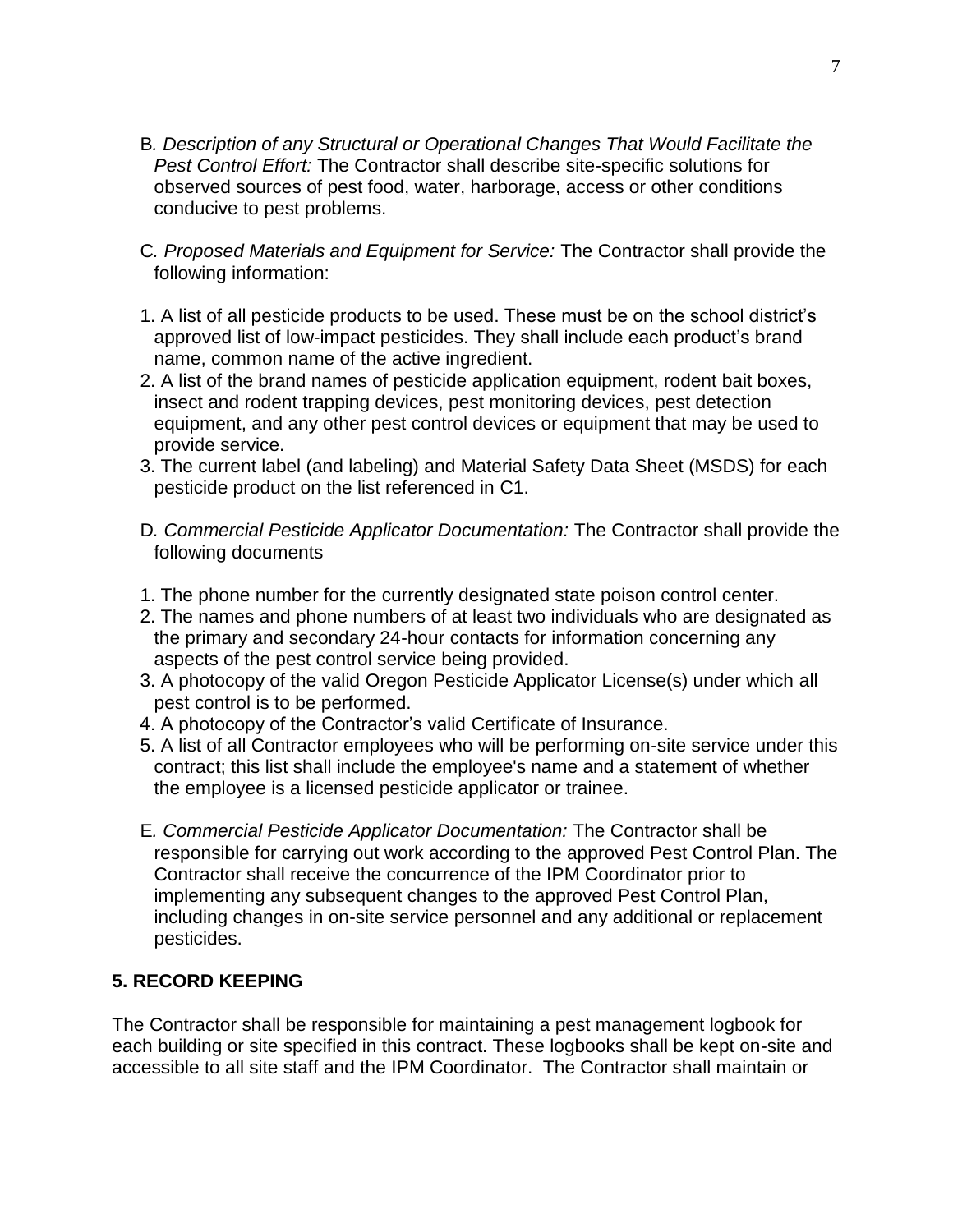B*. Description of any Structural or Operational Changes That Would Facilitate the Pest Control Effort:* The Contractor shall describe site-specific solutions for observed sources of pest food, water, harborage, access or other conditions conducive to pest problems.

C*. Proposed Materials and Equipment for Service:* The Contractor shall provide the following information:

1. A list of all pesticide products to be used. These must be on the school district's approved list of low-impact pesticides. They shall include each product's brand name, common name of the active ingredient.
2. A list of the brand names of pesticide application equipment, rodent bait boxes, insect and rodent trapping devices, pest monitoring devices, pest detection equipment, and any other pest control devices or equipment that may be used to provide service.
3. The current label (and labeling) and Material Safety Data Sheet (MSDS) for each pesticide product on the list referenced in C1.

D*. Commercial Pesticide Applicator Documentation:* The Contractor shall provide the following documents

1. The phone number for the currently designated state poison control center.
2. The names and phone numbers of at least two individuals who are designated as the primary and secondary 24-hour contacts for information concerning any aspects of the pest control service being provided.
3. A photocopy of the valid Oregon Pesticide Applicator License(s) under which all pest control is to be performed.
4. A photocopy of the Contractor's valid Certificate of Insurance.
5. A list of all Contractor employees who will be performing on-site service under this contract; this list shall include the employee's name and a statement of whether the employee is a licensed pesticide applicator or trainee.

E*. Commercial Pesticide Applicator Documentation:* The Contractor shall be responsible for carrying out work according to the approved Pest Control Plan. The Contractor shall receive the concurrence of the IPM Coordinator prior to implementing any subsequent changes to the approved Pest Control Plan, including changes in on-site service personnel and any additional or replacement pesticides.

## 5. RECORD KEEPING

The Contractor shall be responsible for maintaining a pest management logbook for each building or site specified in this contract. These logbooks shall be kept on-site and accessible to all site staff and the IPM Coordinator. The Contractor shall maintain or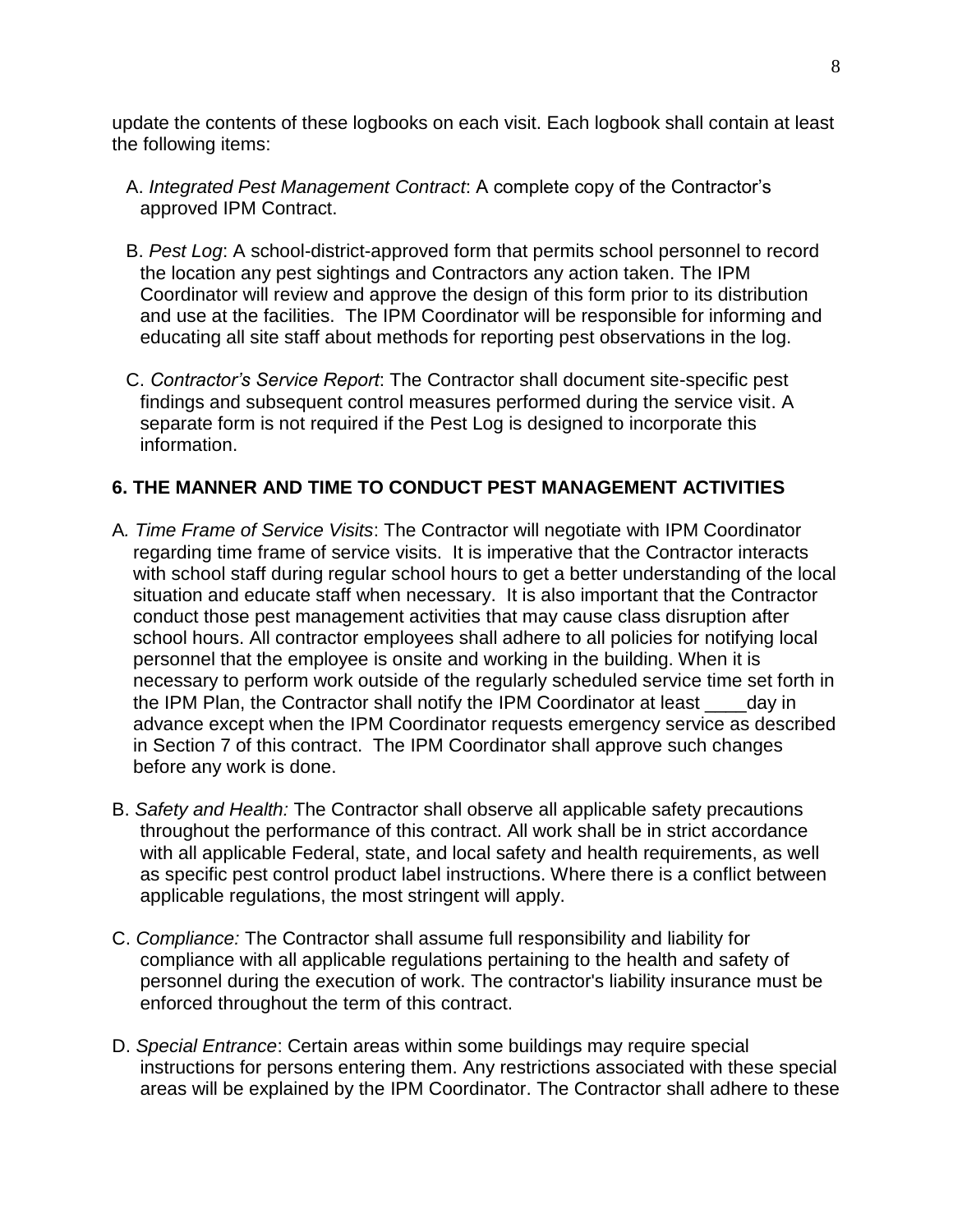update the contents of these logbooks on each visit. Each logbook shall contain at least the following items:

A. *Integrated Pest Management Contract*: A complete copy of the Contractor's approved IPM Contract.

B. *Pest Log*: A school-district-approved form that permits school personnel to record the location any pest sightings and Contractors any action taken. The IPM Coordinator will review and approve the design of this form prior to its distribution and use at the facilities. The IPM Coordinator will be responsible for informing and educating all site staff about methods for reporting pest observations in the log.

C. *Contractor's Service Report*: The Contractor shall document site-specific pest findings and subsequent control measures performed during the service visit. A separate form is not required if the Pest Log is designed to incorporate this information.

## 6. THE MANNER AND TIME TO CONDUCT PEST MANAGEMENT ACTIVITIES

A. *Time Frame of Service Visits*: The Contractor will negotiate with IPM Coordinator regarding time frame of service visits. It is imperative that the Contractor interacts with school staff during regular school hours to get a better understanding of the local situation and educate staff when necessary. It is also important that the Contractor conduct those pest management activities that may cause class disruption after school hours. All contractor employees shall adhere to all policies for notifying local personnel that the employee is onsite and working in the building. When it is necessary to perform work outside of the regularly scheduled service time set forth in the IPM Plan, the Contractor shall notify the IPM Coordinator at least ____day in advance except when the IPM Coordinator requests emergency service as described in Section 7 of this contract. The IPM Coordinator shall approve such changes before any work is done.

B. *Safety and Health:* The Contractor shall observe all applicable safety precautions throughout the performance of this contract. All work shall be in strict accordance with all applicable Federal, state, and local safety and health requirements, as well as specific pest control product label instructions. Where there is a conflict between applicable regulations, the most stringent will apply.

C. *Compliance:* The Contractor shall assume full responsibility and liability for compliance with all applicable regulations pertaining to the health and safety of personnel during the execution of work. The contractor's liability insurance must be enforced throughout the term of this contract.

D. *Special Entrance*: Certain areas within some buildings may require special instructions for persons entering them. Any restrictions associated with these special areas will be explained by the IPM Coordinator. The Contractor shall adhere to these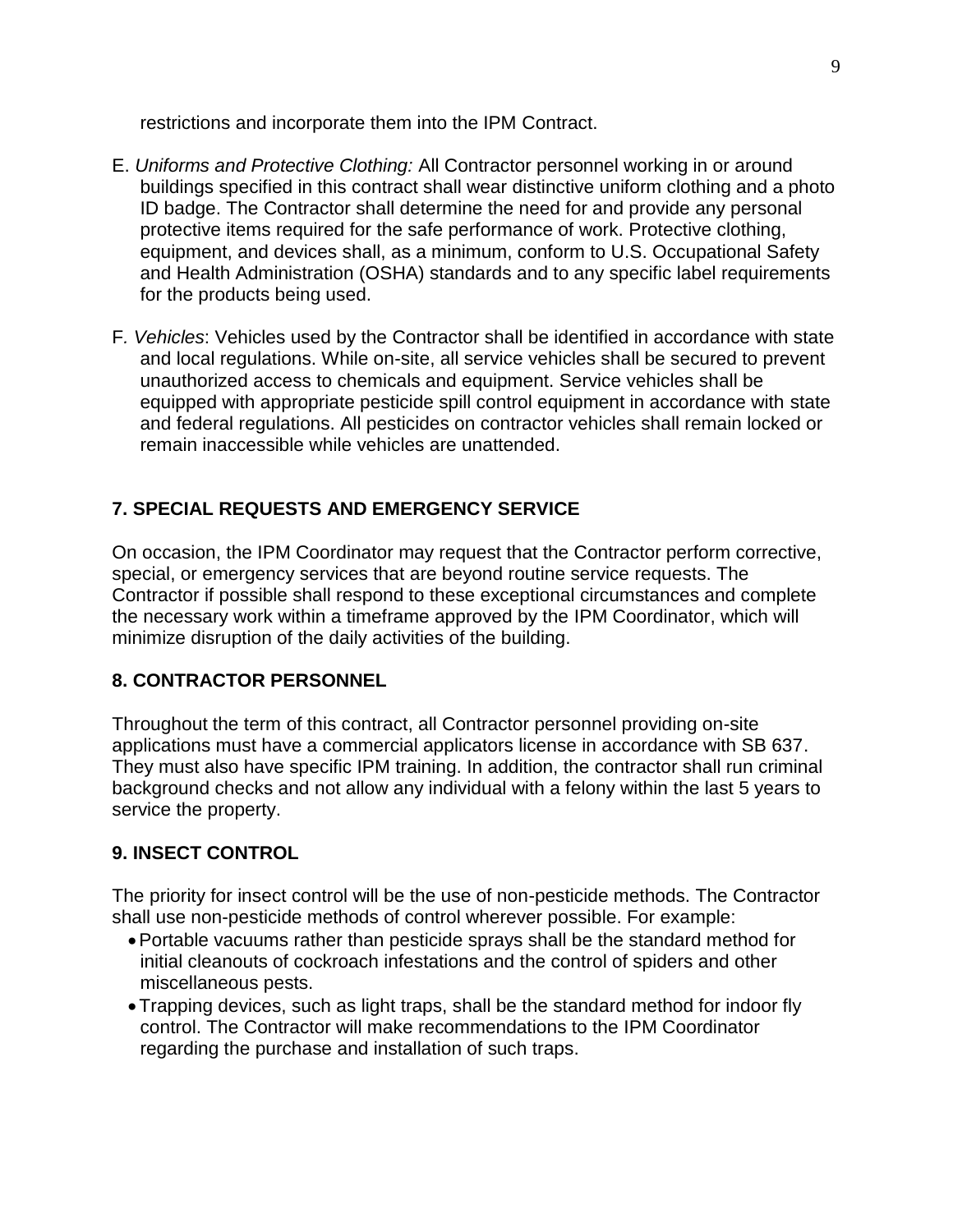restrictions and incorporate them into the IPM Contract.

E. *Uniforms and Protective Clothing:* All Contractor personnel working in or around buildings specified in this contract shall wear distinctive uniform clothing and a photo ID badge. The Contractor shall determine the need for and provide any personal protective items required for the safe performance of work. Protective clothing, equipment, and devices shall, as a minimum, conform to U.S. Occupational Safety and Health Administration (OSHA) standards and to any specific label requirements for the products being used.

F. *Vehicles*: Vehicles used by the Contractor shall be identified in accordance with state and local regulations. While on-site, all service vehicles shall be secured to prevent unauthorized access to chemicals and equipment. Service vehicles shall be equipped with appropriate pesticide spill control equipment in accordance with state and federal regulations. All pesticides on contractor vehicles shall remain locked or remain inaccessible while vehicles are unattended.

## 7. SPECIAL REQUESTS AND EMERGENCY SERVICE

On occasion, the IPM Coordinator may request that the Contractor perform corrective, special, or emergency services that are beyond routine service requests. The Contractor if possible shall respond to these exceptional circumstances and complete the necessary work within a timeframe approved by the IPM Coordinator, which will minimize disruption of the daily activities of the building.

## 8. CONTRACTOR PERSONNEL

Throughout the term of this contract, all Contractor personnel providing on-site applications must have a commercial applicators license in accordance with SB 637. They must also have specific IPM training. In addition, the contractor shall run criminal background checks and not allow any individual with a felony within the last 5 years to service the property.

## 9. INSECT CONTROL

The priority for insect control will be the use of non-pesticide methods. The Contractor shall use non-pesticide methods of control wherever possible. For example:

- Portable vacuums rather than pesticide sprays shall be the standard method for initial cleanouts of cockroach infestations and the control of spiders and other miscellaneous pests.
- Trapping devices, such as light traps, shall be the standard method for indoor fly control. The Contractor will make recommendations to the IPM Coordinator regarding the purchase and installation of such traps.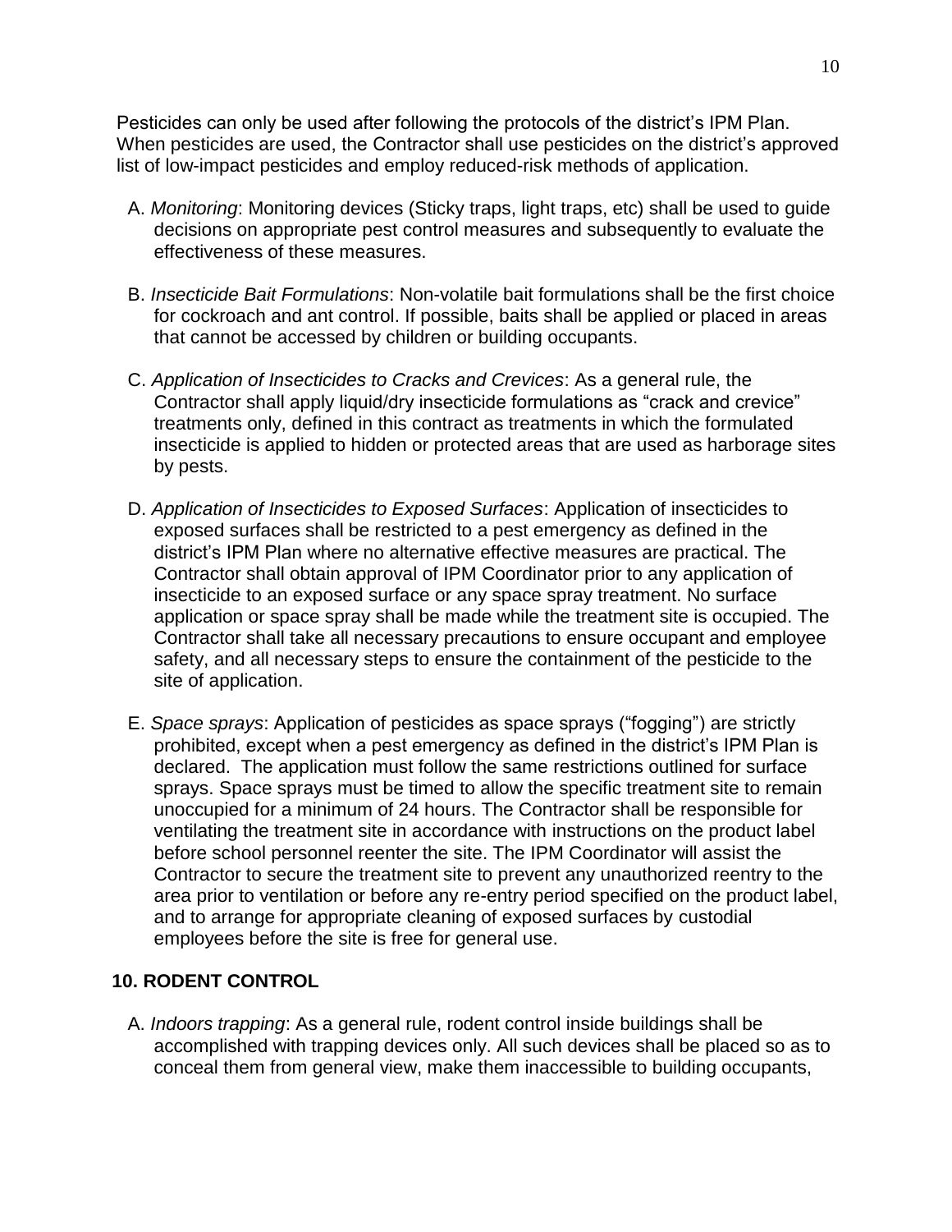Pesticides can only be used after following the protocols of the district's IPM Plan. When pesticides are used, the Contractor shall use pesticides on the district's approved list of low-impact pesticides and employ reduced-risk methods of application.

A. *Monitoring*: Monitoring devices (Sticky traps, light traps, etc) shall be used to guide decisions on appropriate pest control measures and subsequently to evaluate the effectiveness of these measures.

B. *Insecticide Bait Formulations*: Non-volatile bait formulations shall be the first choice for cockroach and ant control. If possible, baits shall be applied or placed in areas that cannot be accessed by children or building occupants.

C. *Application of Insecticides to Cracks and Crevices*: As a general rule, the Contractor shall apply liquid/dry insecticide formulations as "crack and crevice" treatments only, defined in this contract as treatments in which the formulated insecticide is applied to hidden or protected areas that are used as harborage sites by pests.

D. *Application of Insecticides to Exposed Surfaces*: Application of insecticides to exposed surfaces shall be restricted to a pest emergency as defined in the district's IPM Plan where no alternative effective measures are practical. The Contractor shall obtain approval of IPM Coordinator prior to any application of insecticide to an exposed surface or any space spray treatment. No surface application or space spray shall be made while the treatment site is occupied. The Contractor shall take all necessary precautions to ensure occupant and employee safety, and all necessary steps to ensure the containment of the pesticide to the site of application.

E. *Space sprays*: Application of pesticides as space sprays ("fogging") are strictly prohibited, except when a pest emergency as defined in the district's IPM Plan is declared. The application must follow the same restrictions outlined for surface sprays. Space sprays must be timed to allow the specific treatment site to remain unoccupied for a minimum of 24 hours. The Contractor shall be responsible for ventilating the treatment site in accordance with instructions on the product label before school personnel reenter the site. The IPM Coordinator will assist the Contractor to secure the treatment site to prevent any unauthorized reentry to the area prior to ventilation or before any re-entry period specified on the product label, and to arrange for appropriate cleaning of exposed surfaces by custodial employees before the site is free for general use.

## 10. RODENT CONTROL

A. *Indoors trapping*: As a general rule, rodent control inside buildings shall be accomplished with trapping devices only. All such devices shall be placed so as to conceal them from general view, make them inaccessible to building occupants,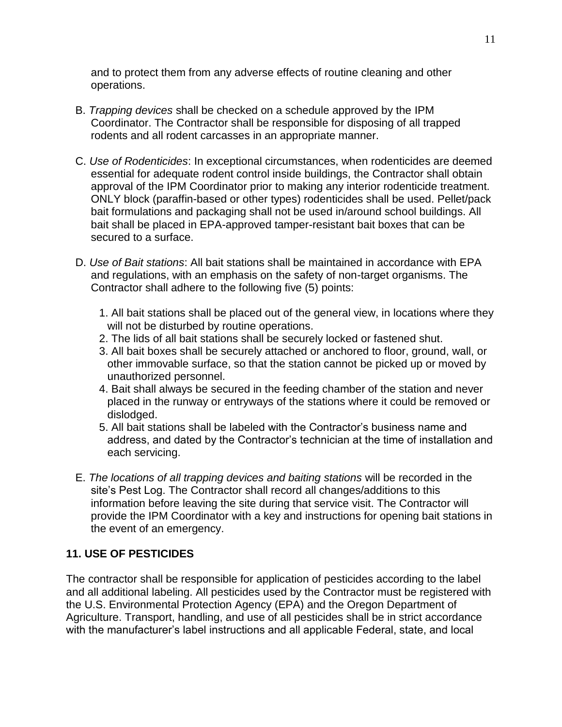and to protect them from any adverse effects of routine cleaning and other operations.

B. *Trapping devices* shall be checked on a schedule approved by the IPM Coordinator. The Contractor shall be responsible for disposing of all trapped rodents and all rodent carcasses in an appropriate manner.

C. *Use of Rodenticides*: In exceptional circumstances, when rodenticides are deemed essential for adequate rodent control inside buildings, the Contractor shall obtain approval of the IPM Coordinator prior to making any interior rodenticide treatment. ONLY block (paraffin-based or other types) rodenticides shall be used. Pellet/pack bait formulations and packaging shall not be used in/around school buildings. All bait shall be placed in EPA-approved tamper-resistant bait boxes that can be secured to a surface.

D. *Use of Bait stations*: All bait stations shall be maintained in accordance with EPA and regulations, with an emphasis on the safety of non-target organisms. The Contractor shall adhere to the following five (5) points:

   1. All bait stations shall be placed out of the general view, in locations where they will not be disturbed by routine operations.
   2. The lids of all bait stations shall be securely locked or fastened shut.
   3. All bait boxes shall be securely attached or anchored to floor, ground, wall, or other immovable surface, so that the station cannot be picked up or moved by unauthorized personnel.
   4. Bait shall always be secured in the feeding chamber of the station and never placed in the runway or entryways of the stations where it could be removed or dislodged.
   5. All bait stations shall be labeled with the Contractor's business name and address, and dated by the Contractor's technician at the time of installation and each servicing.

E. *The locations of all trapping devices and baiting stations* will be recorded in the site's Pest Log. The Contractor shall record all changes/additions to this information before leaving the site during that service visit. The Contractor will provide the IPM Coordinator with a key and instructions for opening bait stations in the event of an emergency.

## 11. USE OF PESTICIDES

The contractor shall be responsible for application of pesticides according to the label and all additional labeling. All pesticides used by the Contractor must be registered with the U.S. Environmental Protection Agency (EPA) and the Oregon Department of Agriculture. Transport, handling, and use of all pesticides shall be in strict accordance with the manufacturer's label instructions and all applicable Federal, state, and local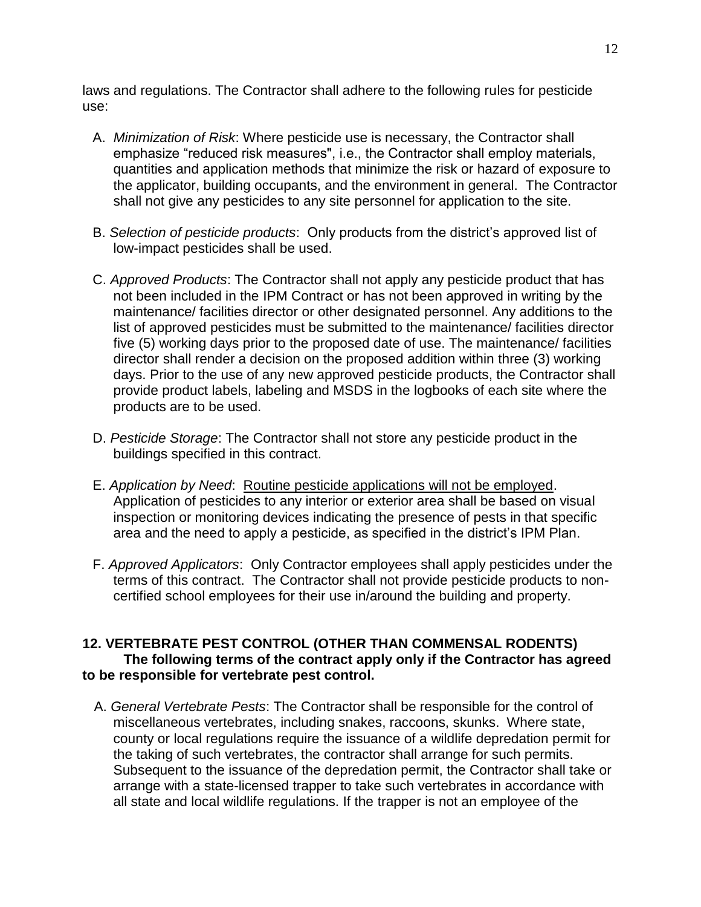laws and regulations. The Contractor shall adhere to the following rules for pesticide use:

A. *Minimization of Risk*: Where pesticide use is necessary, the Contractor shall emphasize "reduced risk measures", i.e., the Contractor shall employ materials, quantities and application methods that minimize the risk or hazard of exposure to the applicator, building occupants, and the environment in general. The Contractor shall not give any pesticides to any site personnel for application to the site.

B. *Selection of pesticide products*: Only products from the district's approved list of low-impact pesticides shall be used.

C. *Approved Products*: The Contractor shall not apply any pesticide product that has not been included in the IPM Contract or has not been approved in writing by the maintenance/ facilities director or other designated personnel. Any additions to the list of approved pesticides must be submitted to the maintenance/ facilities director five (5) working days prior to the proposed date of use. The maintenance/ facilities director shall render a decision on the proposed addition within three (3) working days. Prior to the use of any new approved pesticide products, the Contractor shall provide product labels, labeling and MSDS in the logbooks of each site where the products are to be used.

D. *Pesticide Storage*: The Contractor shall not store any pesticide product in the buildings specified in this contract.

E. *Application by Need*: <u>Routine pesticide applications will not be employed</u>. Application of pesticides to any interior or exterior area shall be based on visual inspection or monitoring devices indicating the presence of pests in that specific area and the need to apply a pesticide, as specified in the district's IPM Plan.

F. *Approved Applicators*: Only Contractor employees shall apply pesticides under the terms of this contract. The Contractor shall not provide pesticide products to non-certified school employees for their use in/around the building and property.

## 12. VERTEBRATE PEST CONTROL (OTHER THAN COMMENSAL RODENTS)

**The following terms of the contract apply only if the Contractor has agreed to be responsible for vertebrate pest control.**

A. *General Vertebrate Pests*: The Contractor shall be responsible for the control of miscellaneous vertebrates, including snakes, raccoons, skunks. Where state, county or local regulations require the issuance of a wildlife depredation permit for the taking of such vertebrates, the contractor shall arrange for such permits. Subsequent to the issuance of the depredation permit, the Contractor shall take or arrange with a state-licensed trapper to take such vertebrates in accordance with all state and local wildlife regulations. If the trapper is not an employee of the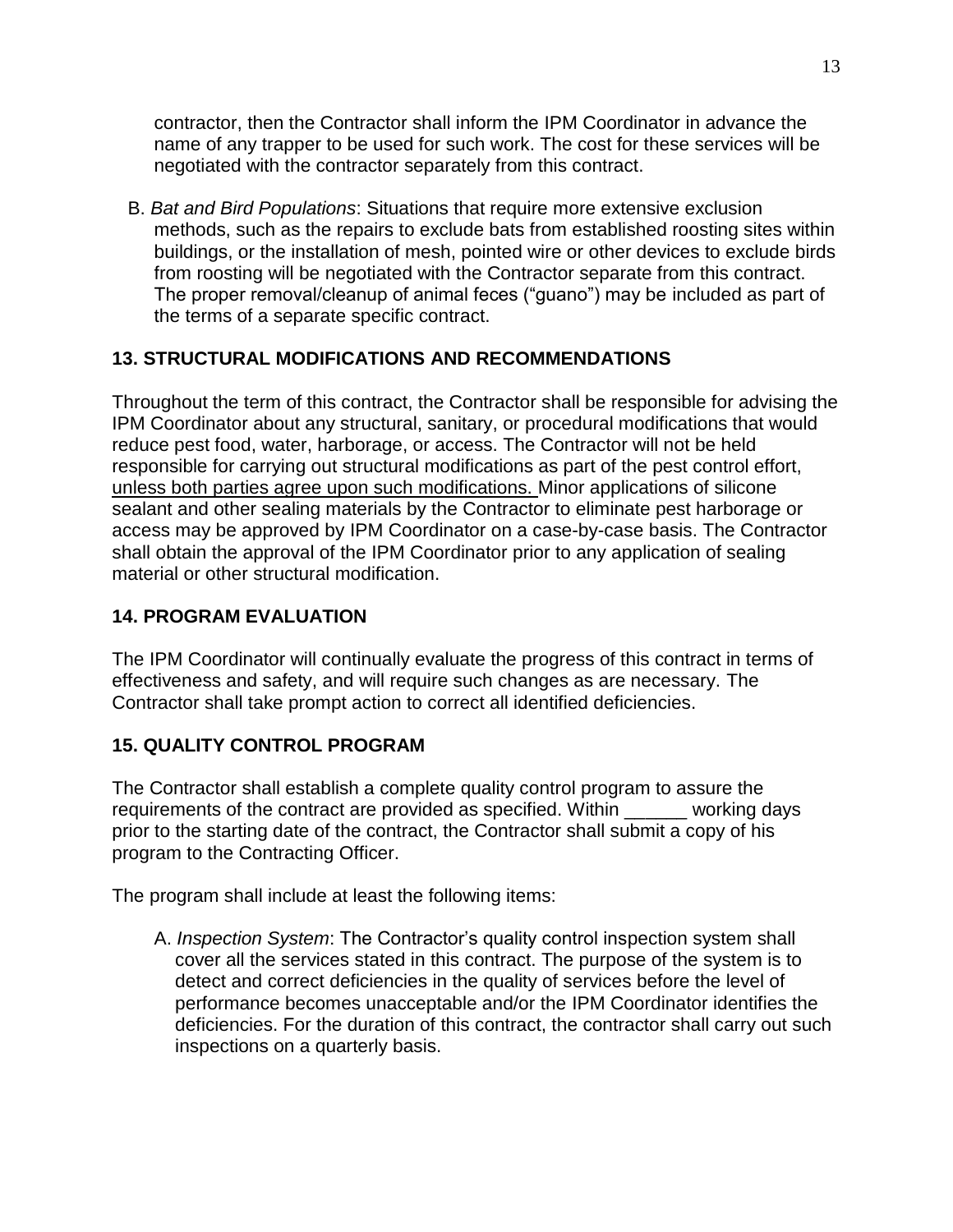contractor, then the Contractor shall inform the IPM Coordinator in advance the name of any trapper to be used for such work. The cost for these services will be negotiated with the contractor separately from this contract.

B. *Bat and Bird Populations*: Situations that require more extensive exclusion methods, such as the repairs to exclude bats from established roosting sites within buildings, or the installation of mesh, pointed wire or other devices to exclude birds from roosting will be negotiated with the Contractor separate from this contract. The proper removal/cleanup of animal feces ("guano") may be included as part of the terms of a separate specific contract.

## 13. STRUCTURAL MODIFICATIONS AND RECOMMENDATIONS

Throughout the term of this contract, the Contractor shall be responsible for advising the IPM Coordinator about any structural, sanitary, or procedural modifications that would reduce pest food, water, harborage, or access. The Contractor will not be held responsible for carrying out structural modifications as part of the pest control effort, <u>unless both parties agree upon such modifications.</u> Minor applications of silicone sealant and other sealing materials by the Contractor to eliminate pest harborage or access may be approved by IPM Coordinator on a case-by-case basis. The Contractor shall obtain the approval of the IPM Coordinator prior to any application of sealing material or other structural modification.

## 14. PROGRAM EVALUATION

The IPM Coordinator will continually evaluate the progress of this contract in terms of effectiveness and safety, and will require such changes as are necessary. The Contractor shall take prompt action to correct all identified deficiencies.

## 15. QUALITY CONTROL PROGRAM

The Contractor shall establish a complete quality control program to assure the requirements of the contract are provided as specified. Within ______ working days prior to the starting date of the contract, the Contractor shall submit a copy of his program to the Contracting Officer.

The program shall include at least the following items:

A. *Inspection System*: The Contractor's quality control inspection system shall cover all the services stated in this contract. The purpose of the system is to detect and correct deficiencies in the quality of services before the level of performance becomes unacceptable and/or the IPM Coordinator identifies the deficiencies. For the duration of this contract, the contractor shall carry out such inspections on a quarterly basis.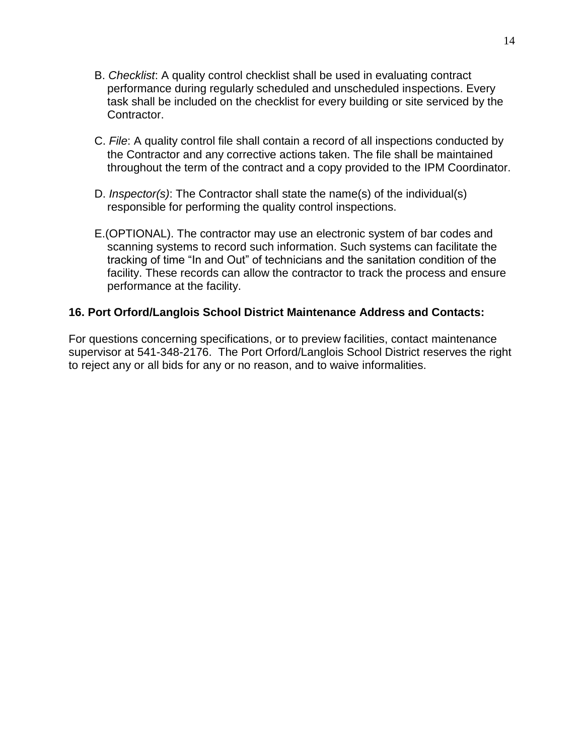B. *Checklist*: A quality control checklist shall be used in evaluating contract performance during regularly scheduled and unscheduled inspections. Every task shall be included on the checklist for every building or site serviced by the Contractor.

C. *File*: A quality control file shall contain a record of all inspections conducted by the Contractor and any corrective actions taken. The file shall be maintained throughout the term of the contract and a copy provided to the IPM Coordinator.

D. *Inspector(s)*: The Contractor shall state the name(s) of the individual(s) responsible for performing the quality control inspections.

E.(OPTIONAL). The contractor may use an electronic system of bar codes and scanning systems to record such information. Such systems can facilitate the tracking of time “In and Out” of technicians and the sanitation condition of the facility. These records can allow the contractor to track the process and ensure performance at the facility.

**16. Port Orford/Langlois School District Maintenance Address and Contacts:**

For questions concerning specifications, or to preview facilities, contact maintenance supervisor at 541-348-2176. The Port Orford/Langlois School District reserves the right to reject any or all bids for any or no reason, and to waive informalities.